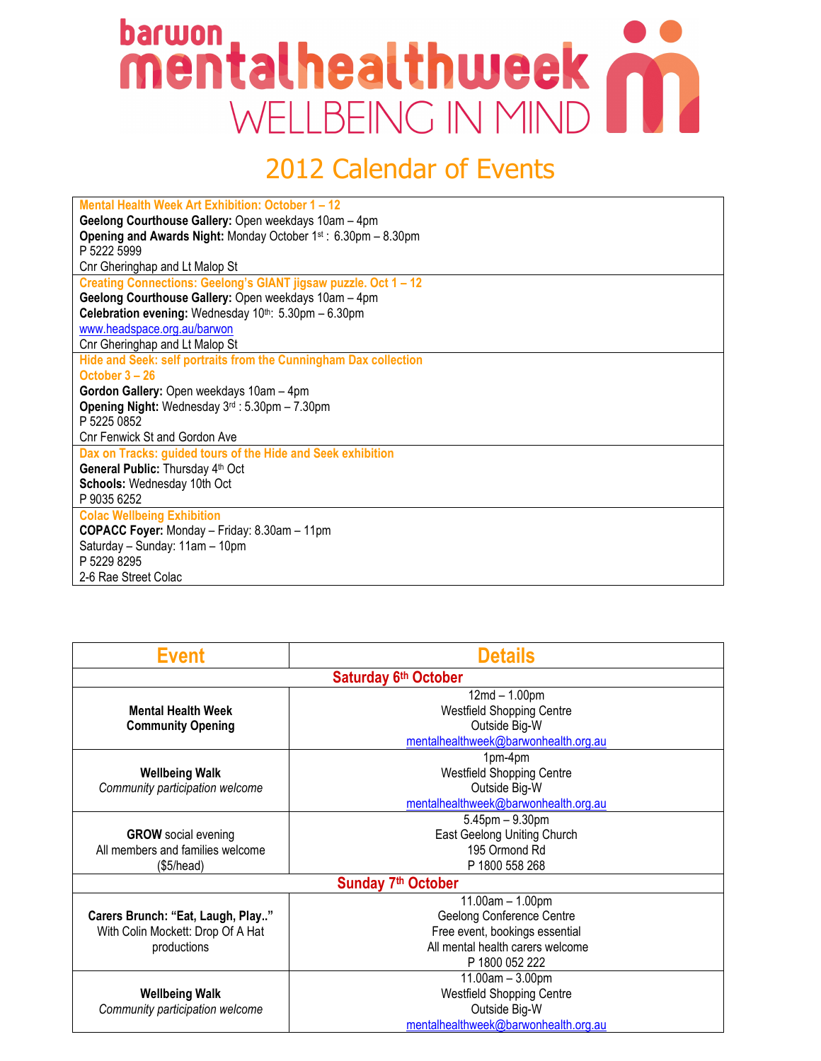# barwon mentalhealthweek

## WELLBEING IN MIND

# 2012 Calendar of Events

**Mental Health Week Art Exhibition: October 1 – 12**
**Geelong Courthouse Gallery:** Open weekdays 10am – 4pm
**Opening and Awards Night:** Monday October 1st : 6.30pm – 8.30pm
P 5222 5999
Cnr Gheringhap and Lt Malop St

**Creating Connections: Geelong's GIANT jigsaw puzzle. Oct 1 – 12**
**Geelong Courthouse Gallery:** Open weekdays 10am – 4pm
**Celebration evening:** Wednesday 10th: 5.30pm – 6.30pm
www.headspace.org.au/barwon
Cnr Gheringhap and Lt Malop St

**Hide and Seek: self portraits from the Cunningham Dax collection**
**October 3 – 26**
**Gordon Gallery:** Open weekdays 10am – 4pm
**Opening Night:** Wednesday 3rd : 5.30pm – 7.30pm
P 5225 0852
Cnr Fenwick St and Gordon Ave

**Dax on Tracks: guided tours of the Hide and Seek exhibition**
**General Public:** Thursday 4th Oct
**Schools:** Wednesday 10th Oct
P 9035 6252

**Colac Wellbeing Exhibition**
**COPACC Foyer:** Monday – Friday: 8.30am – 11pm
Saturday – Sunday: 11am – 10pm
P 5229 8295
2-6 Rae Street Colac

| Event | Details |
|---|---|
| **Saturday 6th October** | |
| **Mental Health Week Community Opening** | 12md – 1.00pm<br>Westfield Shopping Centre<br>Outside Big-W<br>mentalhealthweek@barwonhealth.org.au |
| **Wellbeing Walk**<br>*Community participation welcome* | 1pm-4pm<br>Westfield Shopping Centre<br>Outside Big-W<br>mentalhealthweek@barwonhealth.org.au |
| **GROW** social evening<br>All members and families welcome<br>($5/head) | 5.45pm – 9.30pm<br>East Geelong Uniting Church<br>195 Ormond Rd<br>P 1800 558 268 |
| **Sunday 7th October** | |
| **Carers Brunch: "Eat, Laugh, Play.."**<br>With Colin Mockett: Drop Of A Hat productions | 11.00am – 1.00pm<br>Geelong Conference Centre<br>Free event, bookings essential<br>All mental health carers welcome<br>P 1800 052 222 |
| **Wellbeing Walk**<br>*Community participation welcome* | 11.00am – 3.00pm<br>Westfield Shopping Centre<br>Outside Big-W<br>mentalhealthweek@barwonhealth.org.au |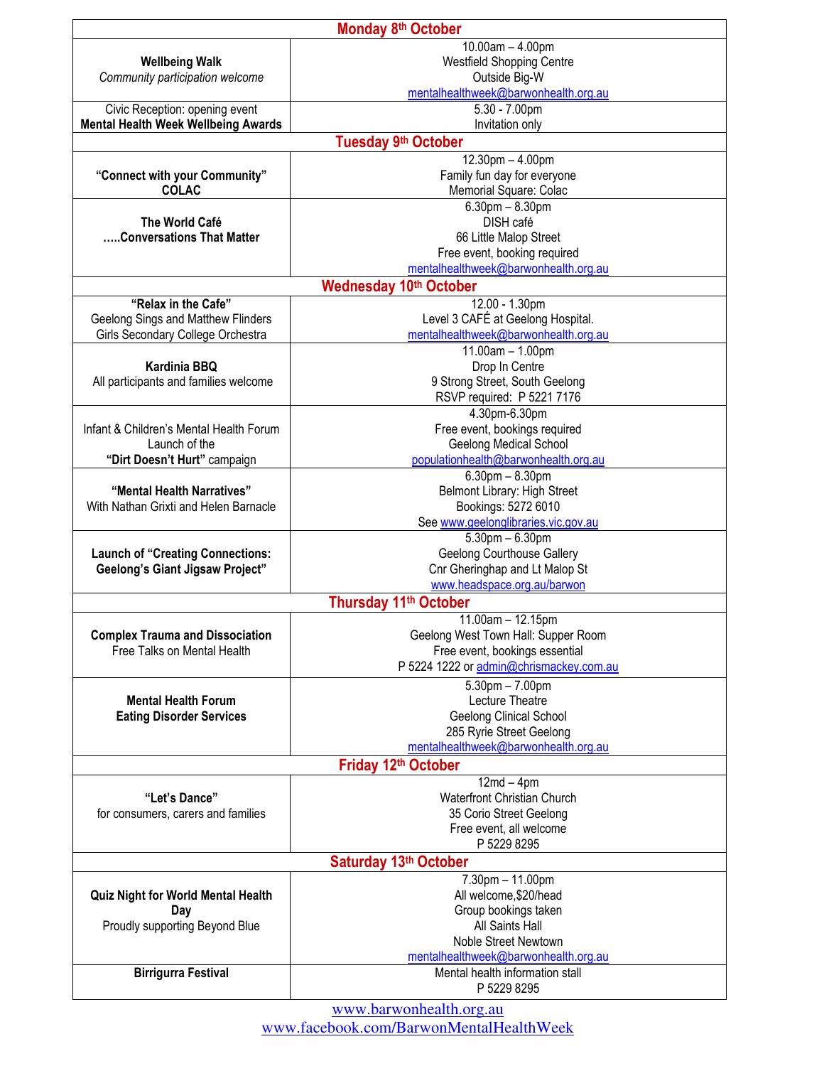| | |
|---|---|
| **Monday 8th October** | |
| **Wellbeing Walk** *Community participation welcome* | 10.00am – 4.00pm Westfield Shopping Centre Outside Big-W mentalhealthweek@barwonhealth.org.au |
| Civic Reception: opening event **Mental Health Week Wellbeing Awards** | 5.30 - 7.00pm Invitation only |
| **Tuesday 9th October** | |
| **"Connect with your Community" COLAC** | 12.30pm – 4.00pm Family fun day for everyone Memorial Square: Colac |
| **The World Café …..Conversations That Matter** | 6.30pm – 8.30pm DISH café 66 Little Malop Street Free event, booking required mentalhealthweek@barwonhealth.org.au |
| **Wednesday 10th October** | |
| **"Relax in the Cafe"** Geelong Sings and Matthew Flinders Girls Secondary College Orchestra | 12.00 - 1.30pm Level 3 CAFÉ at Geelong Hospital. mentalhealthweek@barwonhealth.org.au |
| **Kardinia BBQ** All participants and families welcome | 11.00am – 1.00pm Drop In Centre 9 Strong Street, South Geelong RSVP required: P 5221 7176 |
| Infant & Children's Mental Health Forum Launch of the **"Dirt Doesn't Hurt"** campaign | 4.30pm-6.30pm Free event, bookings required Geelong Medical School populationhealth@barwonhealth.org.au |
| **"Mental Health Narratives"** With Nathan Grixti and Helen Barnacle | 6.30pm – 8.30pm Belmont Library: High Street Bookings: 5272 6010 See www.geelonglibraries.vic.gov.au |
| **Launch of "Creating Connections: Geelong's Giant Jigsaw Project"** | 5.30pm – 6.30pm Geelong Courthouse Gallery Cnr Gheringhap and Lt Malop St www.headspace.org.au/barwon |
| **Thursday 11th October** | |
| **Complex Trauma and Dissociation** Free Talks on Mental Health | 11.00am – 12.15pm Geelong West Town Hall: Supper Room Free event, bookings essential P 5224 1222 or admin@chrismackey.com.au |
| **Mental Health Forum Eating Disorder Services** | 5.30pm – 7.00pm Lecture Theatre Geelong Clinical School 285 Ryrie Street Geelong mentalhealthweek@barwonhealth.org.au |
| **Friday 12th October** | |
| **"Let's Dance"** for consumers, carers and families | 12md – 4pm Waterfront Christian Church 35 Corio Street Geelong Free event, all welcome P 5229 8295 |
| **Saturday 13th October** | |
| **Quiz Night for World Mental Health Day** Proudly supporting Beyond Blue | 7.30pm – 11.00pm All welcome,$20/head Group bookings taken All Saints Hall Noble Street Newtown mentalhealthweek@barwonhealth.org.au |
| **Birrigurra Festival** | Mental health information stall P 5229 8295 |

www.barwonhealth.org.au
www.facebook.com/BarwonMentalHealthWeek